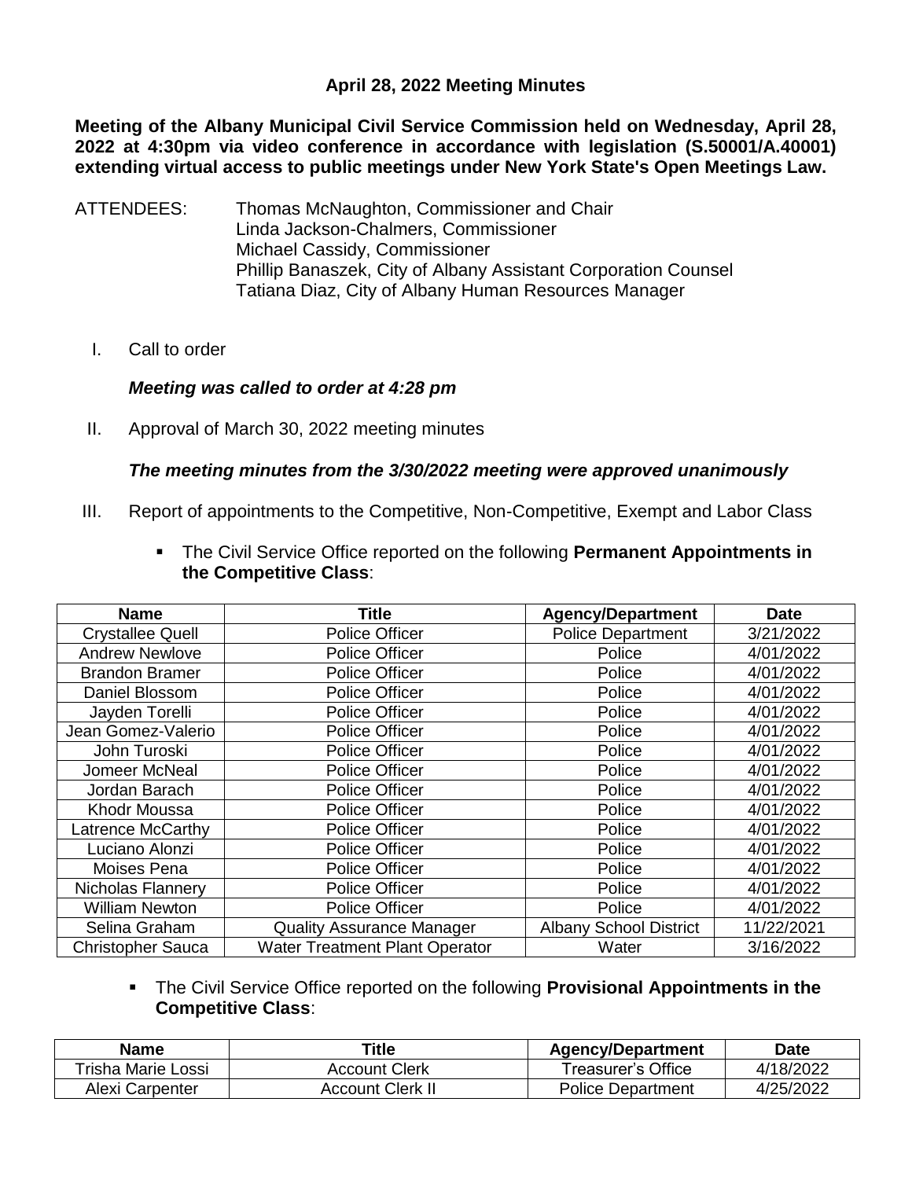# April 28, 2022 Meeting Minutes

**Meeting of the Albany Municipal Civil Service Commission held on Wednesday, April 28, 2022 at 4:30pm via video conference in accordance with legislation (S.50001/A.40001) extending virtual access to public meetings under New York State's Open Meetings Law.**

ATTENDEES: Thomas McNaughton, Commissioner and Chair
Linda Jackson-Chalmers, Commissioner
Michael Cassidy, Commissioner
Phillip Banaszek, City of Albany Assistant Corporation Counsel
Tatiana Diaz, City of Albany Human Resources Manager

I. Call to order

***Meeting was called to order at 4:28 pm***

II. Approval of March 30, 2022 meeting minutes

***The meeting minutes from the 3/30/2022 meeting were approved unanimously***

III. Report of appointments to the Competitive, Non-Competitive, Exempt and Labor Class

- The Civil Service Office reported on the following **Permanent Appointments in the Competitive Class**:

| Name | Title | Agency/Department | Date |
|---|---|---|---|
| Crystallee Quell | Police Officer | Police Department | 3/21/2022 |
| Andrew Newlove | Police Officer | Police | 4/01/2022 |
| Brandon Bramer | Police Officer | Police | 4/01/2022 |
| Daniel Blossom | Police Officer | Police | 4/01/2022 |
| Jayden Torelli | Police Officer | Police | 4/01/2022 |
| Jean Gomez-Valerio | Police Officer | Police | 4/01/2022 |
| John Turoski | Police Officer | Police | 4/01/2022 |
| Jomeer McNeal | Police Officer | Police | 4/01/2022 |
| Jordan Barach | Police Officer | Police | 4/01/2022 |
| Khodr Moussa | Police Officer | Police | 4/01/2022 |
| Latrence McCarthy | Police Officer | Police | 4/01/2022 |
| Luciano Alonzi | Police Officer | Police | 4/01/2022 |
| Moises Pena | Police Officer | Police | 4/01/2022 |
| Nicholas Flannery | Police Officer | Police | 4/01/2022 |
| William Newton | Police Officer | Police | 4/01/2022 |
| Selina Graham | Quality Assurance Manager | Albany School District | 11/22/2021 |
| Christopher Sauca | Water Treatment Plant Operator | Water | 3/16/2022 |

- The Civil Service Office reported on the following **Provisional Appointments in the Competitive Class**:

| Name | Title | Agency/Department | Date |
|---|---|---|---|
| Trisha Marie Lossi | Account Clerk | Treasurer's Office | 4/18/2022 |
| Alexi Carpenter | Account Clerk II | Police Department | 4/25/2022 |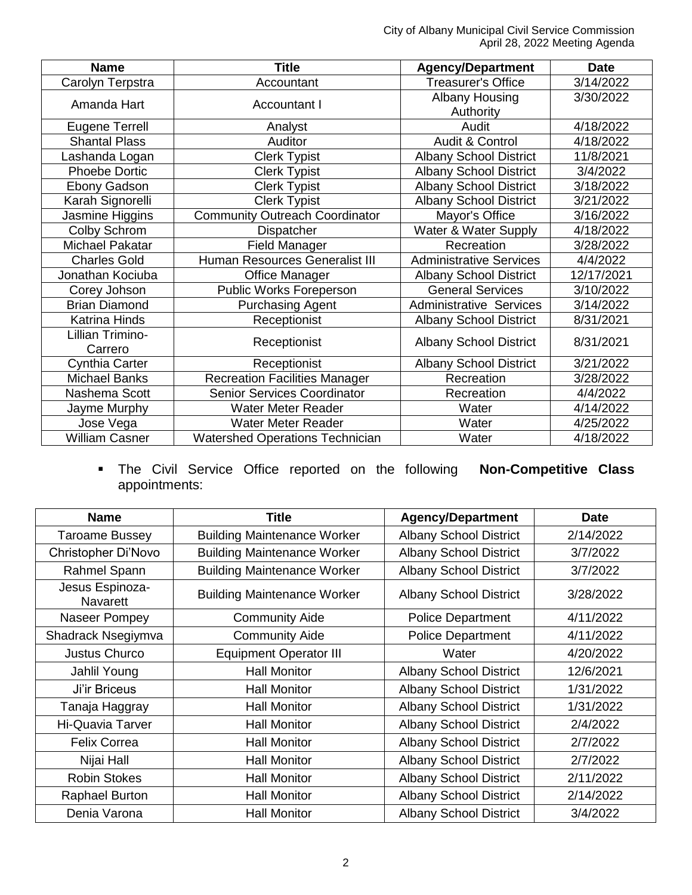| Name | Title | Agency/Department | Date |
|---|---|---|---|
| Carolyn Terpstra | Accountant | Treasurer's Office | 3/14/2022 |
| Amanda Hart | Accountant I | Albany Housing Authority | 3/30/2022 |
| Eugene Terrell | Analyst | Audit | 4/18/2022 |
| Shantal Plass | Auditor | Audit & Control | 4/18/2022 |
| Lashanda Logan | Clerk Typist | Albany School District | 11/8/2021 |
| Phoebe Dortic | Clerk Typist | Albany School District | 3/4/2022 |
| Ebony Gadson | Clerk Typist | Albany School District | 3/18/2022 |
| Karah Signorelli | Clerk Typist | Albany School District | 3/21/2022 |
| Jasmine Higgins | Community Outreach Coordinator | Mayor's Office | 3/16/2022 |
| Colby Schrom | Dispatcher | Water & Water Supply | 4/18/2022 |
| Michael Pakatar | Field Manager | Recreation | 3/28/2022 |
| Charles Gold | Human Resources Generalist III | Administrative Services | 4/4/2022 |
| Jonathan Kociuba | Office Manager | Albany School District | 12/17/2021 |
| Corey Johson | Public Works Foreperson | General Services | 3/10/2022 |
| Brian Diamond | Purchasing Agent | Administrative Services | 3/14/2022 |
| Katrina Hinds | Receptionist | Albany School District | 8/31/2021 |
| Lillian Trimino-Carrero | Receptionist | Albany School District | 8/31/2021 |
| Cynthia Carter | Receptionist | Albany School District | 3/21/2022 |
| Michael Banks | Recreation Facilities Manager | Recreation | 3/28/2022 |
| Nashema Scott | Senior Services Coordinator | Recreation | 4/4/2022 |
| Jayme Murphy | Water Meter Reader | Water | 4/14/2022 |
| Jose Vega | Water Meter Reader | Water | 4/25/2022 |
| William Casner | Watershed Operations Technician | Water | 4/18/2022 |

- The Civil Service Office reported on the following **Non-Competitive Class** appointments:

| Name | Title | Agency/Department | Date |
|---|---|---|---|
| Taroame Bussey | Building Maintenance Worker | Albany School District | 2/14/2022 |
| Christopher Di'Novo | Building Maintenance Worker | Albany School District | 3/7/2022 |
| Rahmel Spann | Building Maintenance Worker | Albany School District | 3/7/2022 |
| Jesus Espinoza-Navarett | Building Maintenance Worker | Albany School District | 3/28/2022 |
| Naseer Pompey | Community Aide | Police Department | 4/11/2022 |
| Shadrack Nsegiymva | Community Aide | Police Department | 4/11/2022 |
| Justus Churco | Equipment Operator III | Water | 4/20/2022 |
| Jahlil Young | Hall Monitor | Albany School District | 12/6/2021 |
| Ji'ir Briceus | Hall Monitor | Albany School District | 1/31/2022 |
| Tanaja Haggray | Hall Monitor | Albany School District | 1/31/2022 |
| Hi-Quavia Tarver | Hall Monitor | Albany School District | 2/4/2022 |
| Felix Correa | Hall Monitor | Albany School District | 2/7/2022 |
| Nijai Hall | Hall Monitor | Albany School District | 2/7/2022 |
| Robin Stokes | Hall Monitor | Albany School District | 2/11/2022 |
| Raphael Burton | Hall Monitor | Albany School District | 2/14/2022 |
| Denia Varona | Hall Monitor | Albany School District | 3/4/2022 |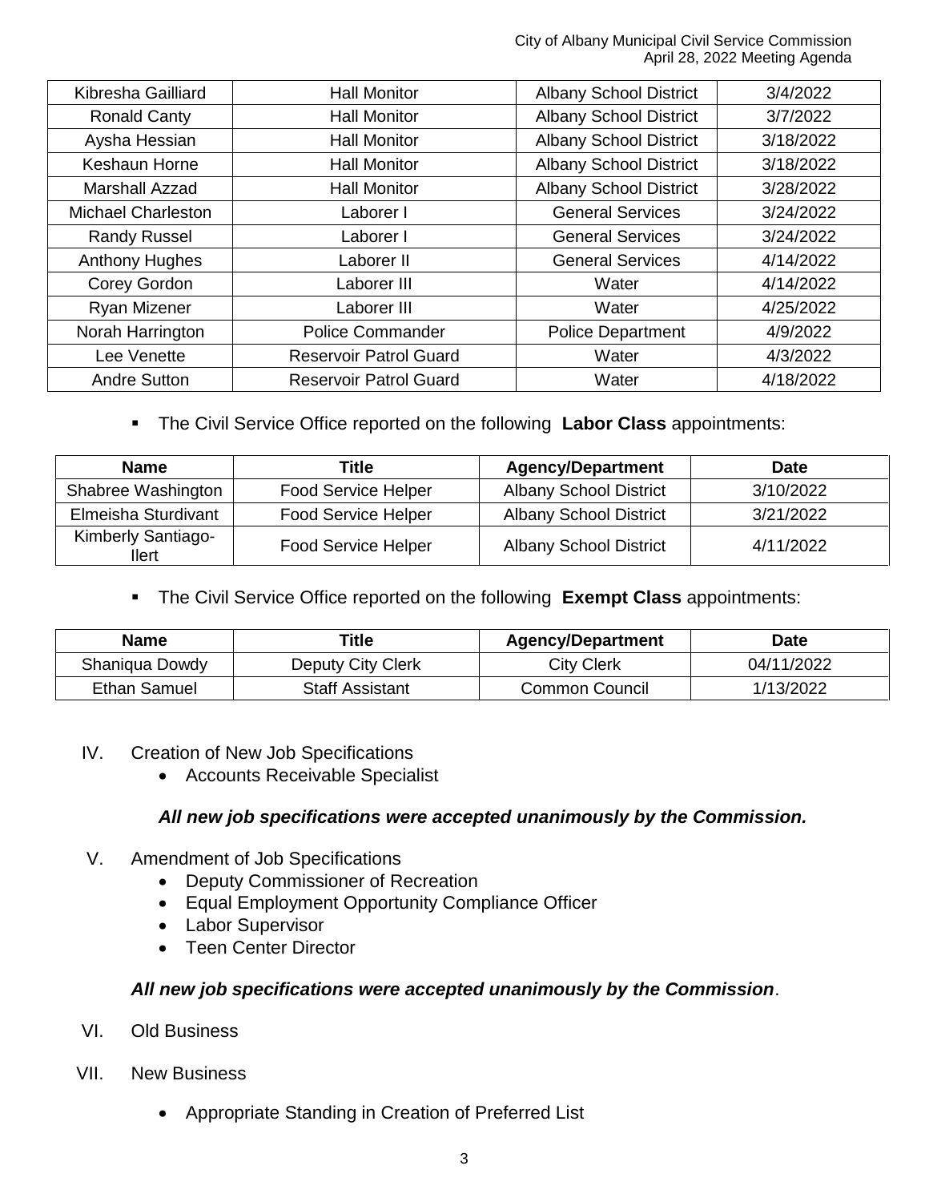| | | | |
|---|---|---|---|
| Kibresha Gailliard | Hall Monitor | Albany School District | 3/4/2022 |
| Ronald Canty | Hall Monitor | Albany School District | 3/7/2022 |
| Aysha Hessian | Hall Monitor | Albany School District | 3/18/2022 |
| Keshaun Horne | Hall Monitor | Albany School District | 3/18/2022 |
| Marshall Azzad | Hall Monitor | Albany School District | 3/28/2022 |
| Michael Charleston | Laborer I | General Services | 3/24/2022 |
| Randy Russel | Laborer I | General Services | 3/24/2022 |
| Anthony Hughes | Laborer II | General Services | 4/14/2022 |
| Corey Gordon | Laborer III | Water | 4/14/2022 |
| Ryan Mizener | Laborer III | Water | 4/25/2022 |
| Norah Harrington | Police Commander | Police Department | 4/9/2022 |
| Lee Venette | Reservoir Patrol Guard | Water | 4/3/2022 |
| Andre Sutton | Reservoir Patrol Guard | Water | 4/18/2022 |

- The Civil Service Office reported on the following **Labor Class** appointments:

| Name | Title | Agency/Department | Date |
|---|---|---|---|
| Shabree Washington | Food Service Helper | Albany School District | 3/10/2022 |
| Elmeisha Sturdivant | Food Service Helper | Albany School District | 3/21/2022 |
| Kimberly Santiago-Ilert | Food Service Helper | Albany School District | 4/11/2022 |

- The Civil Service Office reported on the following **Exempt Class** appointments:

| Name | Title | Agency/Department | Date |
|---|---|---|---|
| Shaniqua Dowdy | Deputy City Clerk | City Clerk | 04/11/2022 |
| Ethan Samuel | Staff Assistant | Common Council | 1/13/2022 |

IV. Creation of New Job Specifications
- Accounts Receivable Specialist

***All new job specifications were accepted unanimously by the Commission.***

V. Amendment of Job Specifications
- Deputy Commissioner of Recreation
- Equal Employment Opportunity Compliance Officer
- Labor Supervisor
- Teen Center Director

***All new job specifications were accepted unanimously by the Commission***.

VI. Old Business

VII. New Business
- Appropriate Standing in Creation of Preferred List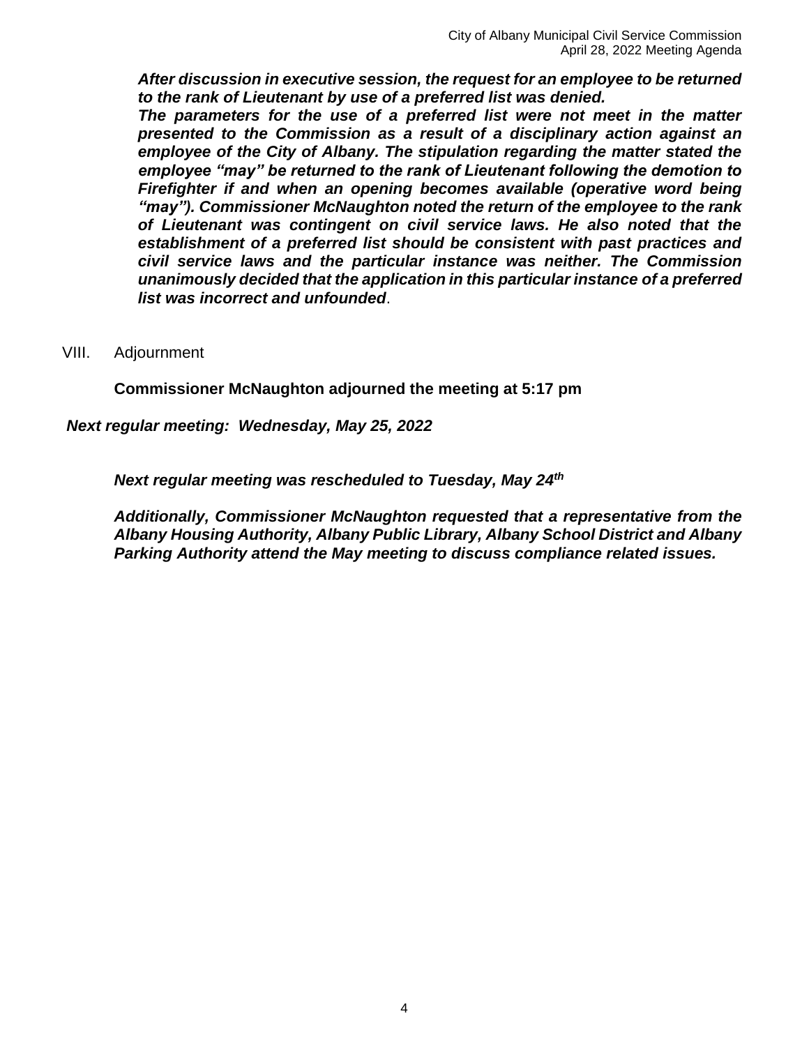***After discussion in executive session, the request for an employee to be returned to the rank of Lieutenant by use of a preferred list was denied.***
***The parameters for the use of a preferred list were not meet in the matter presented to the Commission as a result of a disciplinary action against an employee of the City of Albany. The stipulation regarding the matter stated the employee "may" be returned to the rank of Lieutenant following the demotion to Firefighter if and when an opening becomes available (operative word being "may"). Commissioner McNaughton noted the return of the employee to the rank of Lieutenant was contingent on civil service laws. He also noted that the establishment of a preferred list should be consistent with past practices and civil service laws and the particular instance was neither. The Commission unanimously decided that the application in this particular instance of a preferred list was incorrect and unfounded***.

VIII. Adjournment

**Commissioner McNaughton adjourned the meeting at 5:17 pm**

***Next regular meeting: Wednesday, May 25, 2022***

***Next regular meeting was rescheduled to Tuesday, May 24th***

***Additionally, Commissioner McNaughton requested that a representative from the Albany Housing Authority, Albany Public Library, Albany School District and Albany Parking Authority attend the May meeting to discuss compliance related issues.***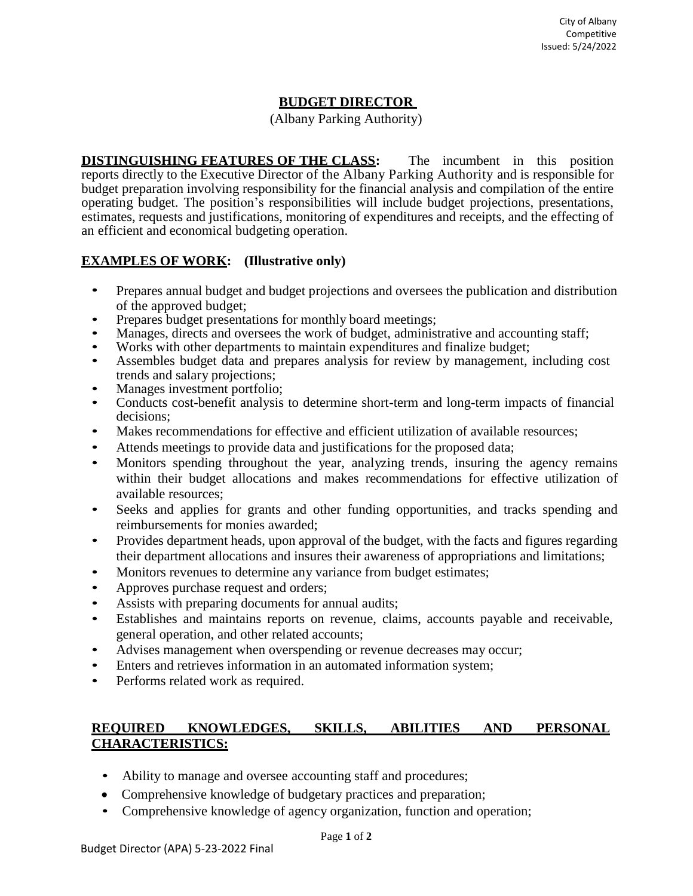City of Albany
Competitive
Issued: 5/24/2022

# BUDGET DIRECTOR

(Albany Parking Authority)

**DISTINGUISHING FEATURES OF THE CLASS:** The incumbent in this position reports directly to the Executive Director of the Albany Parking Authority and is responsible for budget preparation involving responsibility for the financial analysis and compilation of the entire operating budget. The position's responsibilities will include budget projections, presentations, estimates, requests and justifications, monitoring of expenditures and receipts, and the effecting of an efficient and economical budgeting operation.

**EXAMPLES OF WORK: (Illustrative only)**

- Prepares annual budget and budget projections and oversees the publication and distribution of the approved budget;
- Prepares budget presentations for monthly board meetings;
- Manages, directs and oversees the work of budget, administrative and accounting staff;
- Works with other departments to maintain expenditures and finalize budget;
- Assembles budget data and prepares analysis for review by management, including cost trends and salary projections;
- Manages investment portfolio;
- Conducts cost-benefit analysis to determine short-term and long-term impacts of financial decisions;
- Makes recommendations for effective and efficient utilization of available resources;
- Attends meetings to provide data and justifications for the proposed data;
- Monitors spending throughout the year, analyzing trends, insuring the agency remains within their budget allocations and makes recommendations for effective utilization of available resources;
- Seeks and applies for grants and other funding opportunities, and tracks spending and reimbursements for monies awarded;
- Provides department heads, upon approval of the budget, with the facts and figures regarding their department allocations and insures their awareness of appropriations and limitations;
- Monitors revenues to determine any variance from budget estimates;
- Approves purchase request and orders;
- Assists with preparing documents for annual audits;
- Establishes and maintains reports on revenue, claims, accounts payable and receivable, general operation, and other related accounts;
- Advises management when overspending or revenue decreases may occur;
- Enters and retrieves information in an automated information system;
- Performs related work as required.

**REQUIRED KNOWLEDGES, SKILLS, ABILITIES AND PERSONAL CHARACTERISTICS:**

- Ability to manage and oversee accounting staff and procedures;
- Comprehensive knowledge of budgetary practices and preparation;
- Comprehensive knowledge of agency organization, function and operation;

Budget Director (APA) 5-23-2022 Final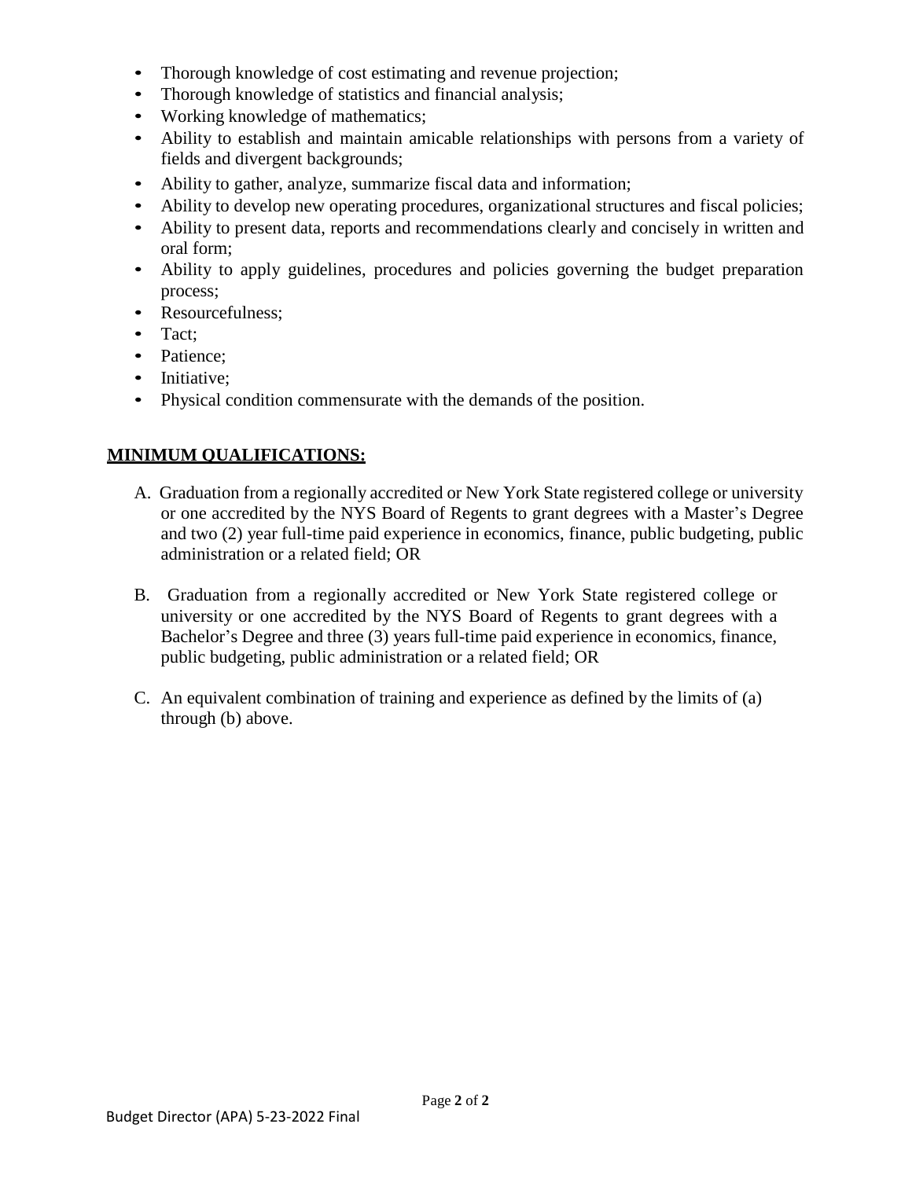- Thorough knowledge of cost estimating and revenue projection;
- Thorough knowledge of statistics and financial analysis;
- Working knowledge of mathematics;
- Ability to establish and maintain amicable relationships with persons from a variety of fields and divergent backgrounds;
- Ability to gather, analyze, summarize fiscal data and information;
- Ability to develop new operating procedures, organizational structures and fiscal policies;
- Ability to present data, reports and recommendations clearly and concisely in written and oral form;
- Ability to apply guidelines, procedures and policies governing the budget preparation process;
- Resourcefulness;
- Tact;
- Patience;
- Initiative;
- Physical condition commensurate with the demands of the position.

## MINIMUM QUALIFICATIONS:

A. Graduation from a regionally accredited or New York State registered college or university or one accredited by the NYS Board of Regents to grant degrees with a Master's Degree and two (2) year full-time paid experience in economics, finance, public budgeting, public administration or a related field; OR

B. Graduation from a regionally accredited or New York State registered college or university or one accredited by the NYS Board of Regents to grant degrees with a Bachelor's Degree and three (3) years full-time paid experience in economics, finance, public budgeting, public administration or a related field; OR

C. An equivalent combination of training and experience as defined by the limits of (a) through (b) above.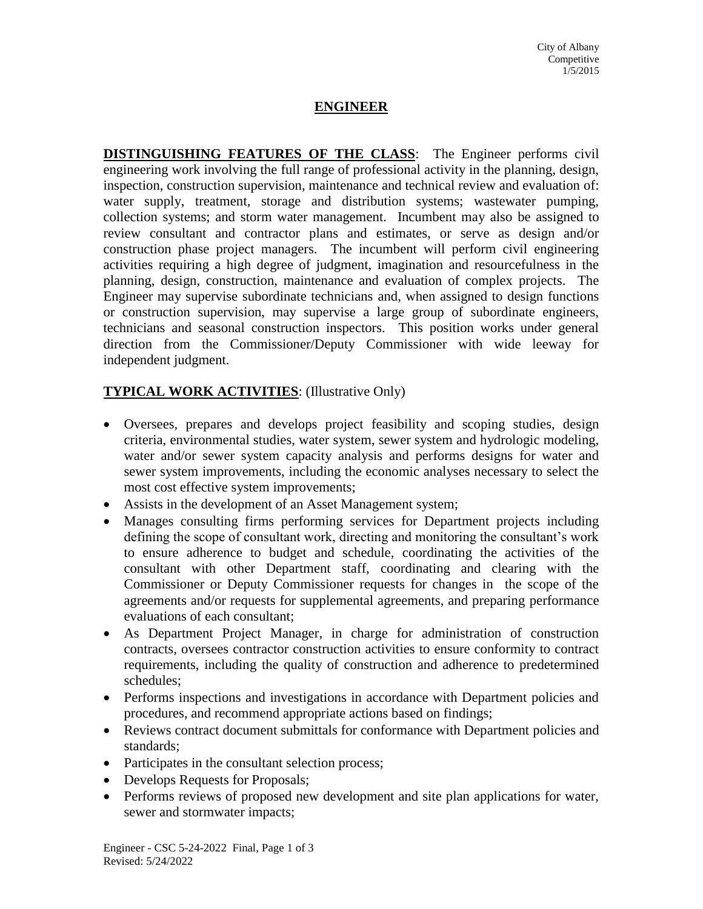City of Albany
Competitive
1/5/2015

# ENGINEER

**DISTINGUISHING FEATURES OF THE CLASS**: The Engineer performs civil engineering work involving the full range of professional activity in the planning, design, inspection, construction supervision, maintenance and technical review and evaluation of: water supply, treatment, storage and distribution systems; wastewater pumping, collection systems; and storm water management. Incumbent may also be assigned to review consultant and contractor plans and estimates, or serve as design and/or construction phase project managers. The incumbent will perform civil engineering activities requiring a high degree of judgment, imagination and resourcefulness in the planning, design, construction, maintenance and evaluation of complex projects. The Engineer may supervise subordinate technicians and, when assigned to design functions or construction supervision, may supervise a large group of subordinate engineers, technicians and seasonal construction inspectors. This position works under general direction from the Commissioner/Deputy Commissioner with wide leeway for independent judgment.

**TYPICAL WORK ACTIVITIES**: (Illustrative Only)

- Oversees, prepares and develops project feasibility and scoping studies, design criteria, environmental studies, water system, sewer system and hydrologic modeling, water and/or sewer system capacity analysis and performs designs for water and sewer system improvements, including the economic analyses necessary to select the most cost effective system improvements;
- Assists in the development of an Asset Management system;
- Manages consulting firms performing services for Department projects including defining the scope of consultant work, directing and monitoring the consultant's work to ensure adherence to budget and schedule, coordinating the activities of the consultant with other Department staff, coordinating and clearing with the Commissioner or Deputy Commissioner requests for changes in the scope of the agreements and/or requests for supplemental agreements, and preparing performance evaluations of each consultant;
- As Department Project Manager, in charge for administration of construction contracts, oversees contractor construction activities to ensure conformity to contract requirements, including the quality of construction and adherence to predetermined schedules;
- Performs inspections and investigations in accordance with Department policies and procedures, and recommend appropriate actions based on findings;
- Reviews contract document submittals for conformance with Department policies and standards;
- Participates in the consultant selection process;
- Develops Requests for Proposals;
- Performs reviews of proposed new development and site plan applications for water, sewer and stormwater impacts;

Engineer - CSC 5-24-2022 Final, Page 1 of 3
Revised: 5/24/2022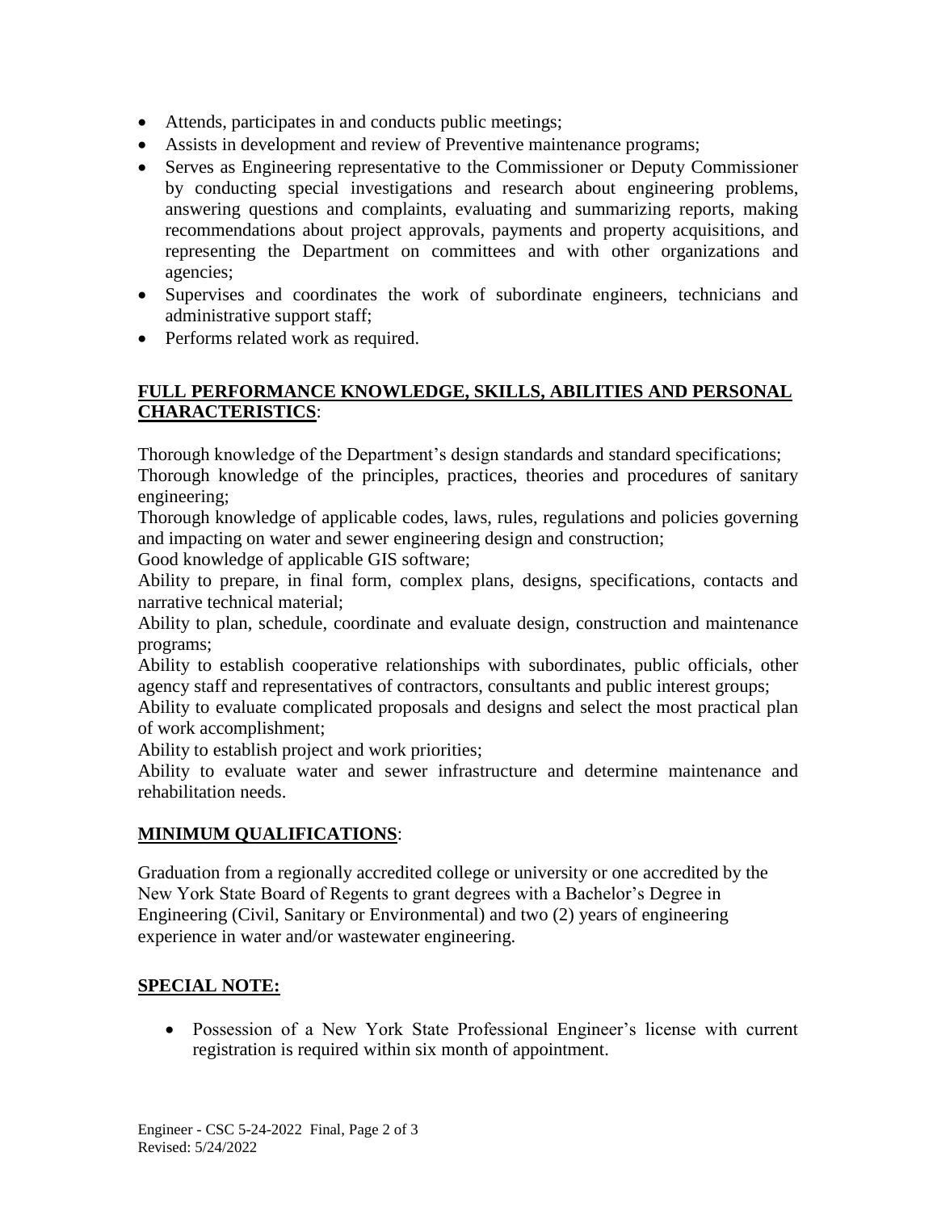- Attends, participates in and conducts public meetings;
- Assists in development and review of Preventive maintenance programs;
- Serves as Engineering representative to the Commissioner or Deputy Commissioner by conducting special investigations and research about engineering problems, answering questions and complaints, evaluating and summarizing reports, making recommendations about project approvals, payments and property acquisitions, and representing the Department on committees and with other organizations and agencies;
- Supervises and coordinates the work of subordinate engineers, technicians and administrative support staff;
- Performs related work as required.

**FULL PERFORMANCE KNOWLEDGE, SKILLS, ABILITIES AND PERSONAL CHARACTERISTICS**:

Thorough knowledge of the Department's design standards and standard specifications;
Thorough knowledge of the principles, practices, theories and procedures of sanitary engineering;
Thorough knowledge of applicable codes, laws, rules, regulations and policies governing and impacting on water and sewer engineering design and construction;
Good knowledge of applicable GIS software;
Ability to prepare, in final form, complex plans, designs, specifications, contacts and narrative technical material;
Ability to plan, schedule, coordinate and evaluate design, construction and maintenance programs;
Ability to establish cooperative relationships with subordinates, public officials, other agency staff and representatives of contractors, consultants and public interest groups;
Ability to evaluate complicated proposals and designs and select the most practical plan of work accomplishment;
Ability to establish project and work priorities;
Ability to evaluate water and sewer infrastructure and determine maintenance and rehabilitation needs.

**MINIMUM QUALIFICATIONS**:

Graduation from a regionally accredited college or university or one accredited by the New York State Board of Regents to grant degrees with a Bachelor's Degree in Engineering (Civil, Sanitary or Environmental) and two (2) years of engineering experience in water and/or wastewater engineering.

**SPECIAL NOTE:**

- Possession of a New York State Professional Engineer's license with current registration is required within six month of appointment.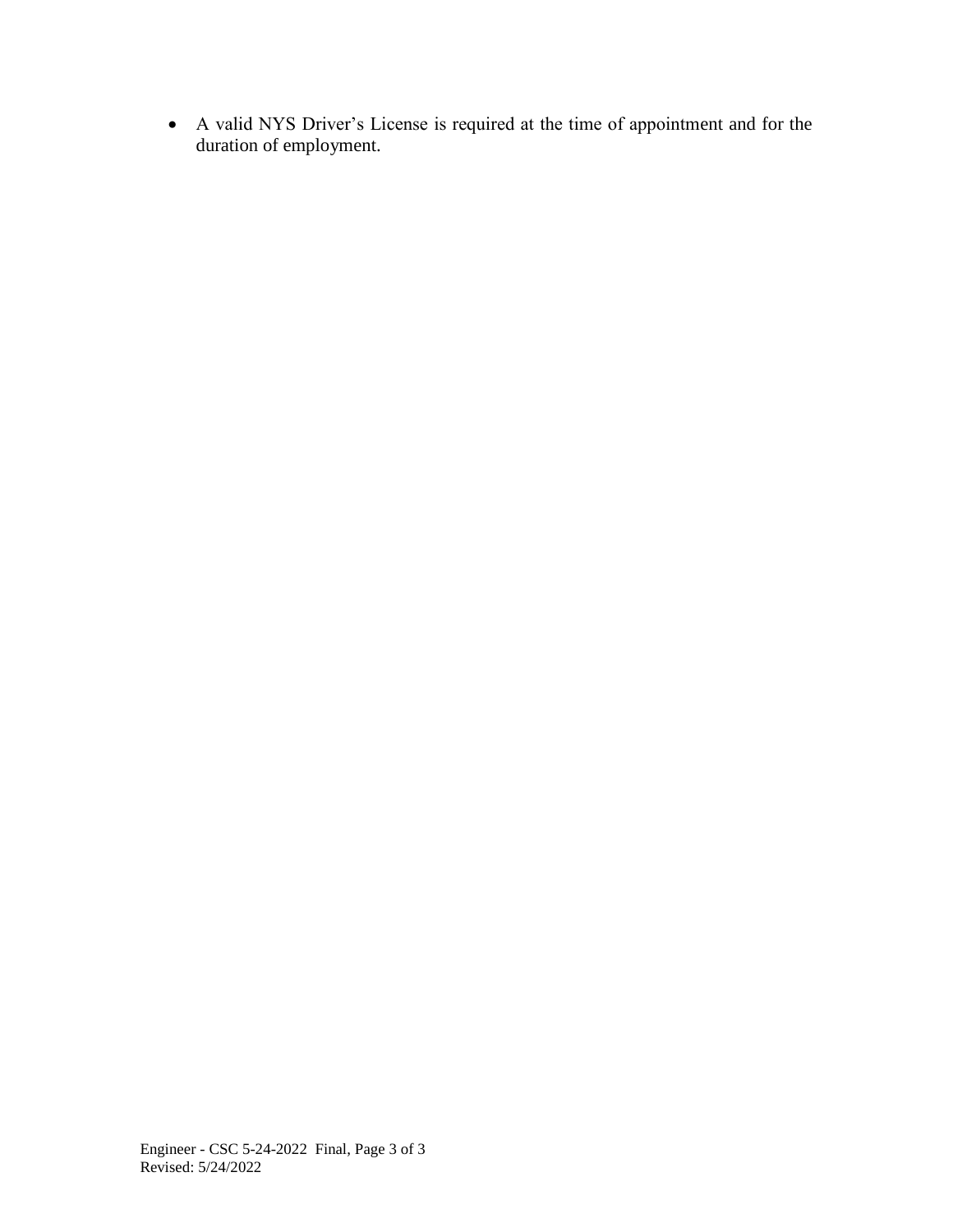- A valid NYS Driver’s License is required at the time of appointment and for the duration of employment.